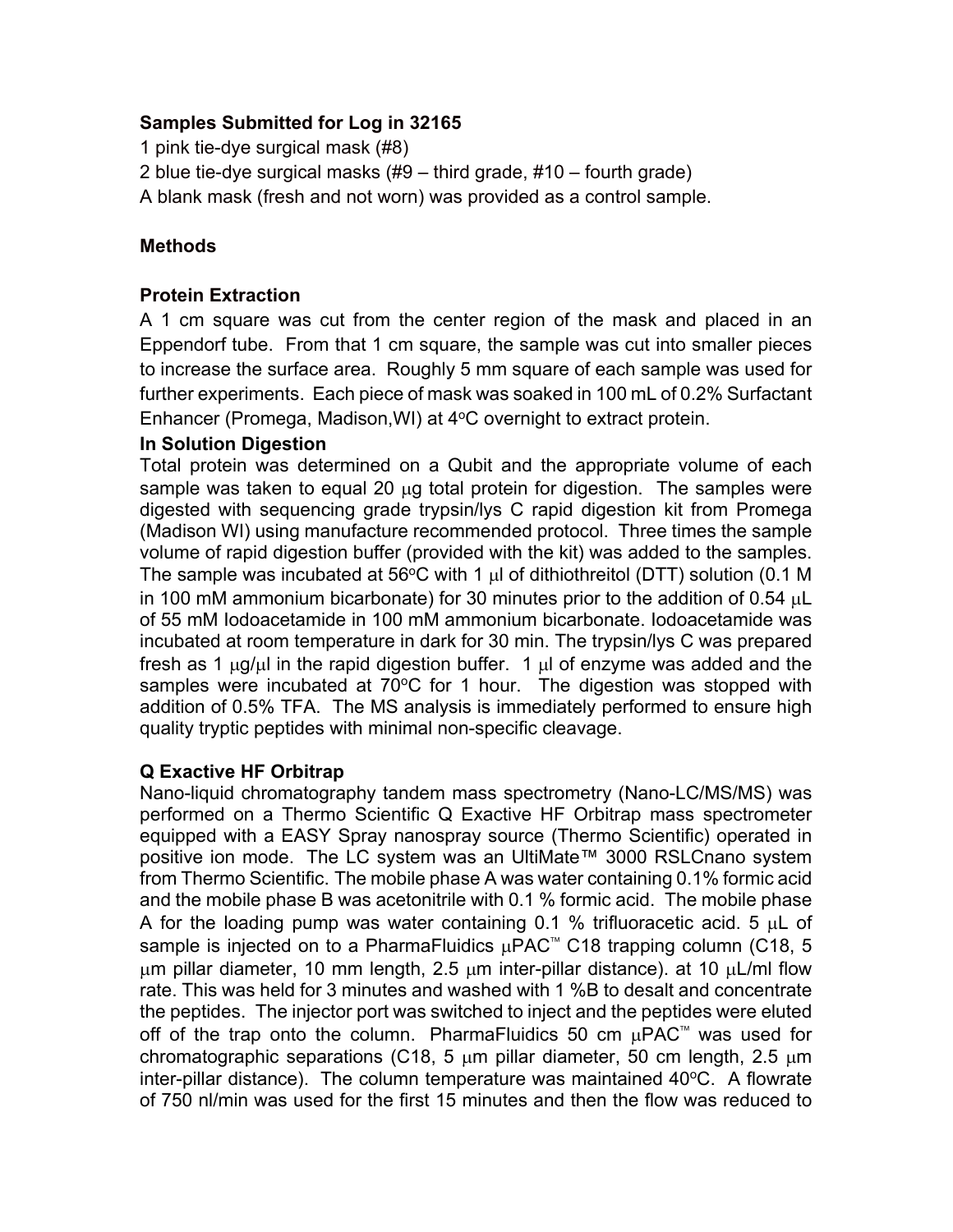**Samples Submitted for Log in 32165**

1 pink tie-dye surgical mask (#8)

2 blue tie-dye surgical masks (#9 – third grade, #10 – fourth grade)

A blank mask (fresh and not worn) was provided as a control sample.

**Methods**

**Protein Extraction**

A 1 cm square was cut from the center region of the mask and placed in an Eppendorf tube. From that 1 cm square, the sample was cut into smaller pieces to increase the surface area. Roughly 5 mm square of each sample was used for further experiments. Each piece of mask was soaked in 100 mL of 0.2% Surfactant Enhancer (Promega, Madison,WI) at 4°C overnight to extract protein.

**In Solution Digestion**

Total protein was determined on a Qubit and the appropriate volume of each sample was taken to equal 20 μg total protein for digestion. The samples were digested with sequencing grade trypsin/lys C rapid digestion kit from Promega (Madison WI) using manufacture recommended protocol. Three times the sample volume of rapid digestion buffer (provided with the kit) was added to the samples. The sample was incubated at 56°C with 1 μl of dithiothreitol (DTT) solution (0.1 M in 100 mM ammonium bicarbonate) for 30 minutes prior to the addition of 0.54 μL of 55 mM Iodoacetamide in 100 mM ammonium bicarbonate. Iodoacetamide was incubated at room temperature in dark for 30 min. The trypsin/lys C was prepared fresh as 1 μg/μl in the rapid digestion buffer. 1 μl of enzyme was added and the samples were incubated at 70°C for 1 hour. The digestion was stopped with addition of 0.5% TFA. The MS analysis is immediately performed to ensure high quality tryptic peptides with minimal non-specific cleavage.

**Q Exactive HF Orbitrap**

Nano-liquid chromatography tandem mass spectrometry (Nano-LC/MS/MS) was performed on a Thermo Scientific Q Exactive HF Orbitrap mass spectrometer equipped with a EASY Spray nanospray source (Thermo Scientific) operated in positive ion mode. The LC system was an UltiMate™ 3000 RSLCnano system from Thermo Scientific. The mobile phase A was water containing 0.1% formic acid and the mobile phase B was acetonitrile with 0.1 % formic acid. The mobile phase A for the loading pump was water containing 0.1 % trifluoracetic acid. 5 μL of sample is injected on to a PharmaFluidics μPAC™ C18 trapping column (C18, 5 μm pillar diameter, 10 mm length, 2.5 μm inter-pillar distance). at 10 μL/ml flow rate. This was held for 3 minutes and washed with 1 %B to desalt and concentrate the peptides. The injector port was switched to inject and the peptides were eluted off of the trap onto the column. PharmaFluidics 50 cm μPAC™ was used for chromatographic separations (C18, 5 μm pillar diameter, 50 cm length, 2.5 μm inter-pillar distance). The column temperature was maintained 40°C. A flowrate of 750 nl/min was used for the first 15 minutes and then the flow was reduced to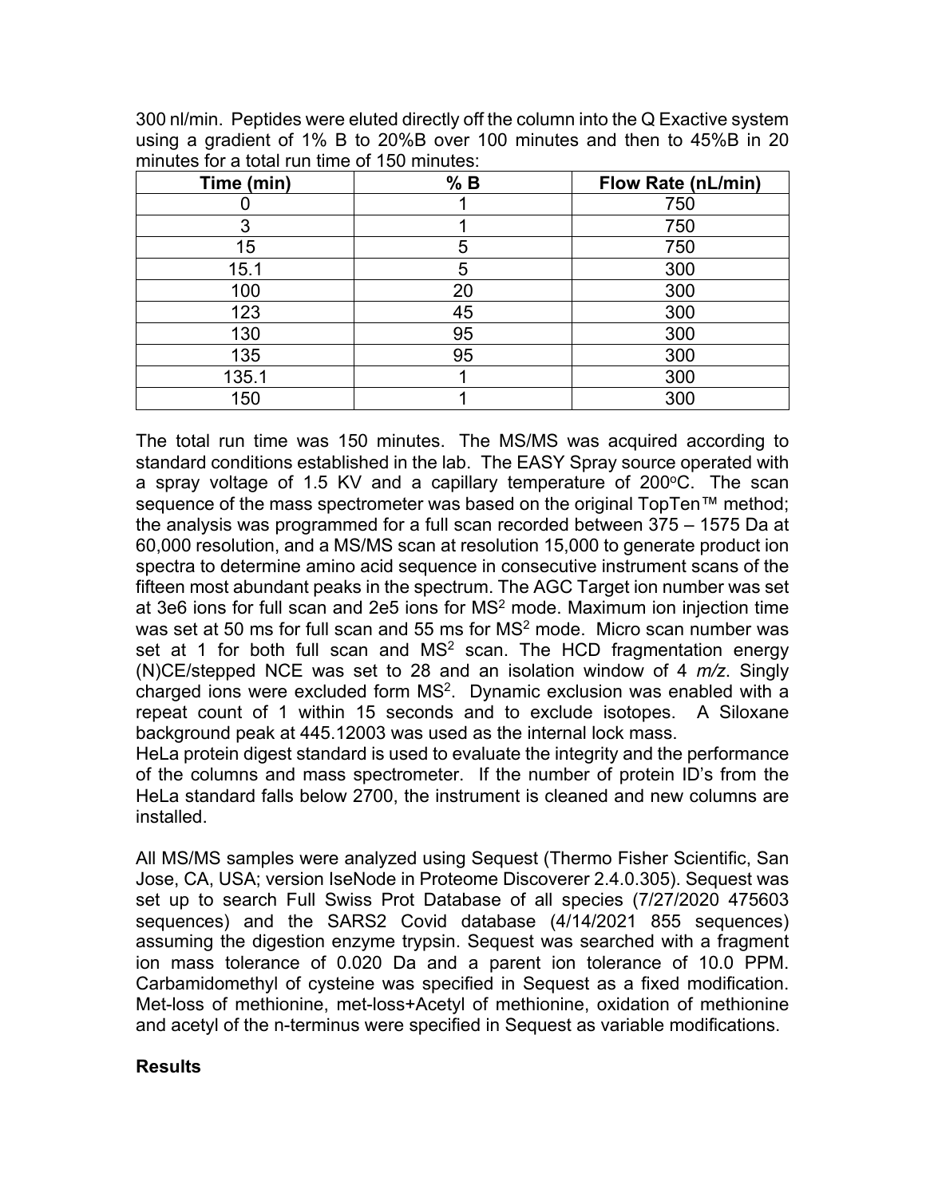300 nl/min. Peptides were eluted directly off the column into the Q Exactive system using a gradient of 1% B to 20%B over 100 minutes and then to 45%B in 20 minutes for a total run time of 150 minutes:

| Time (min) | % B | Flow Rate (nL/min) |
|---|---|---|
| 0 | 1 | 750 |
| 3 | 1 | 750 |
| 15 | 5 | 750 |
| 15.1 | 5 | 300 |
| 100 | 20 | 300 |
| 123 | 45 | 300 |
| 130 | 95 | 300 |
| 135 | 95 | 300 |
| 135.1 | 1 | 300 |
| 150 | 1 | 300 |

The total run time was 150 minutes. The MS/MS was acquired according to standard conditions established in the lab. The EASY Spray source operated with a spray voltage of 1.5 KV and a capillary temperature of 200$^{o}$C. The scan sequence of the mass spectrometer was based on the original TopTen™ method; the analysis was programmed for a full scan recorded between 375 – 1575 Da at 60,000 resolution, and a MS/MS scan at resolution 15,000 to generate product ion spectra to determine amino acid sequence in consecutive instrument scans of the fifteen most abundant peaks in the spectrum. The AGC Target ion number was set at 3e6 ions for full scan and 2e5 ions for $MS^2$ mode. Maximum ion injection time was set at 50 ms for full scan and 55 ms for $MS^2$ mode. Micro scan number was set at 1 for both full scan and $MS^2$ scan. The HCD fragmentation energy (N)CE/stepped NCE was set to 28 and an isolation window of 4 *m/z*. Singly charged ions were excluded form $MS^2$. Dynamic exclusion was enabled with a repeat count of 1 within 15 seconds and to exclude isotopes. A Siloxane background peak at 445.12003 was used as the internal lock mass.

HeLa protein digest standard is used to evaluate the integrity and the performance of the columns and mass spectrometer. If the number of protein ID's from the HeLa standard falls below 2700, the instrument is cleaned and new columns are installed.

All MS/MS samples were analyzed using Sequest (Thermo Fisher Scientific, San Jose, CA, USA; version IseNode in Proteome Discoverer 2.4.0.305). Sequest was set up to search Full Swiss Prot Database of all species (7/27/2020 475603 sequences) and the SARS2 Covid database (4/14/2021 855 sequences) assuming the digestion enzyme trypsin. Sequest was searched with a fragment ion mass tolerance of 0.020 Da and a parent ion tolerance of 10.0 PPM. Carbamidomethyl of cysteine was specified in Sequest as a fixed modification. Met-loss of methionine, met-loss+Acetyl of methionine, oxidation of methionine and acetyl of the n-terminus were specified in Sequest as variable modifications.

**Results**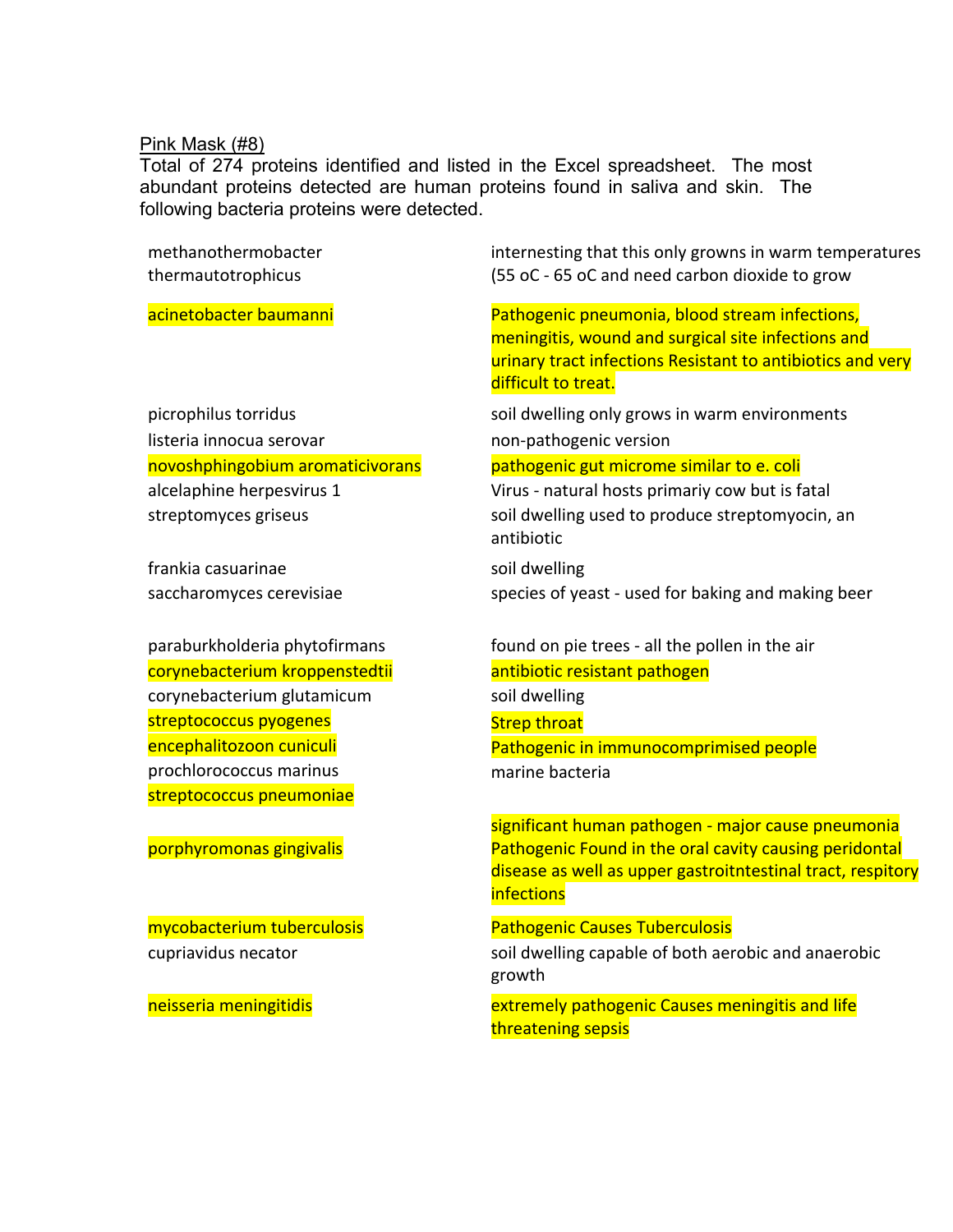Pink Mask (#8)

Total of 274 proteins identified and listed in the Excel spreadsheet. The most abundant proteins detected are human proteins found in saliva and skin. The following bacteria proteins were detected.

| | |
|---|---|
| methanothermobacter thermautotrophicus | internesting that this only growns in warm temperatures (55 oC - 65 oC and need carbon dioxide to grow |
| acinetobacter baumanni | Pathogenic pneumonia, blood stream infections, meningitis, wound and surgical site infections and urinary tract infections Resistant to antibiotics and very difficult to treat. |
| picrophilus torridus | soil dwelling only grows in warm environments |
| listeria innocua serovar | non-pathogenic version |
| novoshphingobium aromaticivorans | pathogenic gut microme similar to e. coli |
| alcelaphine herpesvirus 1 | Virus - natural hosts primariy cow but is fatal |
| streptomyces griseus | soil dwelling used to produce streptomyocin, an antibiotic |
| frankia casuarinae | soil dwelling |
| saccharomyces cerevisiae | species of yeast - used for baking and making beer |
| paraburkholderia phytofirmans | found on pie trees - all the pollen in the air |
| corynebacterium kroppenstedtii | antibiotic resistant pathogen |
| corynebacterium glutamicum | soil dwelling |
| streptococcus pyogenes | Strep throat |
| encephalitozoon cuniculi | Pathogenic in immunocomprimised people |
| prochlorococcus marinus | marine bacteria |
| streptococcus pneumoniae | significant human pathogen - major cause pneumonia |
| porphyromonas gingivalis | Pathogenic Found in the oral cavity causing peridontal disease as well as upper gastroitntestinal tract, respitory infections |
| mycobacterium tuberculosis | Pathogenic Causes Tuberculosis |
| cupriavidus necator | soil dwelling capable of both aerobic and anaerobic growth |
| neisseria meningitidis | extremely pathogenic Causes meningitis and life threatening sepsis |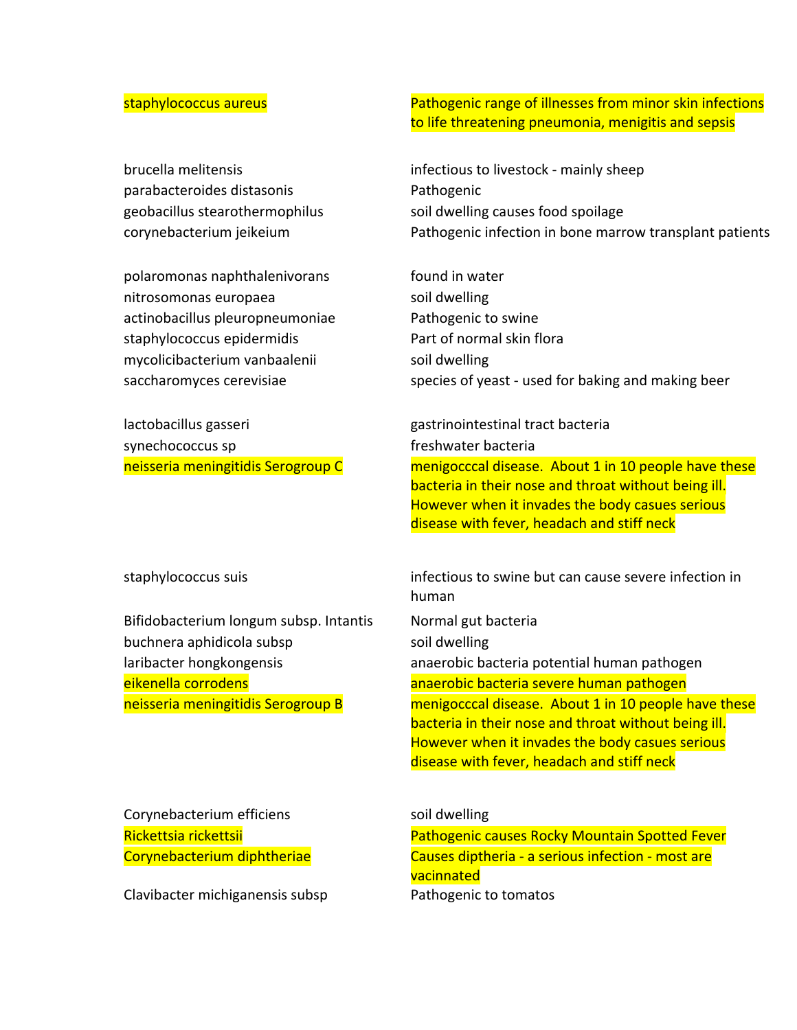| | |
|---|---|
| staphylococcus aureus | Pathogenic range of illnesses from minor skin infections to life threatening pneumonia, menigitis and sepsis |
| | |
| brucella melitensis | infectious to livestock - mainly sheep |
| parabacteroides distasonis | Pathogenic |
| geobacillus stearothermophilus | soil dwelling causes food spoilage |
| corynebacterium jeikeium | Pathogenic infection in bone marrow transplant patients |
| | |
| polaromonas naphthalenivorans | found in water |
| nitrosomonas europaea | soil dwelling |
| actinobacillus pleuropneumoniae | Pathogenic to swine |
| staphylococcus epidermidis | Part of normal skin flora |
| mycolicibacterium vanbaalenii | soil dwelling |
| saccharomyces cerevisiae | species of yeast - used for baking and making beer |
| | |
| lactobacillus gasseri | gastrinointestinal tract bacteria |
| synechococcus sp | freshwater bacteria |
| neisseria meningitidis Serogroup C | menigocccal disease. About 1 in 10 people have these bacteria in their nose and throat without being ill. However when it invades the body casues serious disease with fever, headach and stiff neck |
| | |
| staphylococcus suis | infectious to swine but can cause severe infection in human |
| Bifidobacterium longum subsp. Intantis | Normal gut bacteria |
| buchnera aphidicola subsp | soil dwelling |
| laribacter hongkongensis | anaerobic bacteria potential human pathogen |
| eikenella corrodens | anaerobic bacteria severe human pathogen |
| neisseria meningitidis Serogroup B | menigocccal disease. About 1 in 10 people have these bacteria in their nose and throat without being ill. However when it invades the body casues serious disease with fever, headach and stiff neck |
| | |
| Corynebacterium efficiens | soil dwelling |
| Rickettsia rickettsii | Pathogenic causes Rocky Mountain Spotted Fever |
| Corynebacterium diphtheriae | Causes diptheria - a serious infection - most are vacinnated |
| Clavibacter michiganensis subsp | Pathogenic to tomatos |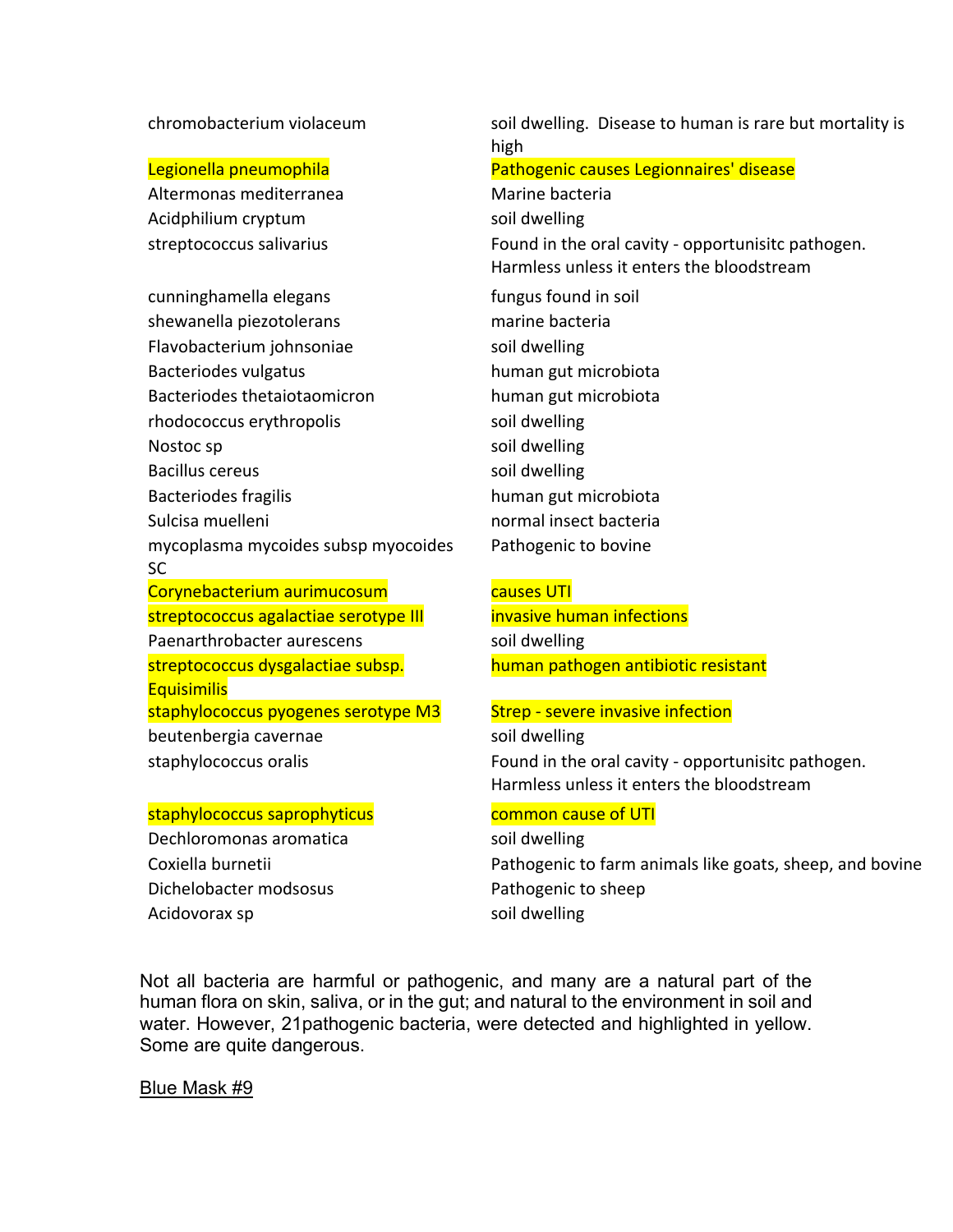| | |
|---|---|
| chromobacterium violaceum | soil dwelling. Disease to human is rare but mortality is high |
| Legionella pneumophila | Pathogenic causes Legionnaires' disease |
| Altermonas mediterranea | Marine bacteria |
| Acidphilium cryptum | soil dwelling |
| streptococcus salivarius | Found in the oral cavity - opportunisitc pathogen. Harmless unless it enters the bloodstream |
| cunninghamella elegans | fungus found in soil |
| shewanella piezotolerans | marine bacteria |
| Flavobacterium johnsoniae | soil dwelling |
| Bacteriodes vulgatus | human gut microbiota |
| Bacteriodes thetaiotaomicron | human gut microbiota |
| rhodococcus erythropolis | soil dwelling |
| Nostoc sp | soil dwelling |
| Bacillus cereus | soil dwelling |
| Bacteriodes fragilis | human gut microbiota |
| Sulcisa muelleni | normal insect bacteria |
| mycoplasma mycoides subsp myocoides SC | Pathogenic to bovine |
| Corynebacterium aurimucosum | causes UTI |
| streptococcus agalactiae serotype III | invasive human infections |
| Paenarthrobacter aurescens | soil dwelling |
| streptococcus dysgalactiae subsp. Equisimilis | human pathogen antibiotic resistant |
| staphylococcus pyogenes serotype M3 | Strep - severe invasive infection |
| beutenbergia cavernae | soil dwelling |
| staphylococcus oralis | Found in the oral cavity - opportunisitc pathogen. Harmless unless it enters the bloodstream |
| staphylococcus saprophyticus | common cause of UTI |
| Dechloromonas aromatica | soil dwelling |
| Coxiella burnetii | Pathogenic to farm animals like goats, sheep, and bovine |
| Dichelobacter modsosus | Pathogenic to sheep |
| Acidovorax sp | soil dwelling |

Not all bacteria are harmful or pathogenic, and many are a natural part of the human flora on skin, saliva, or in the gut; and natural to the environment in soil and water. However, 21pathogenic bacteria, were detected and highlighted in yellow. Some are quite dangerous.

Blue Mask #9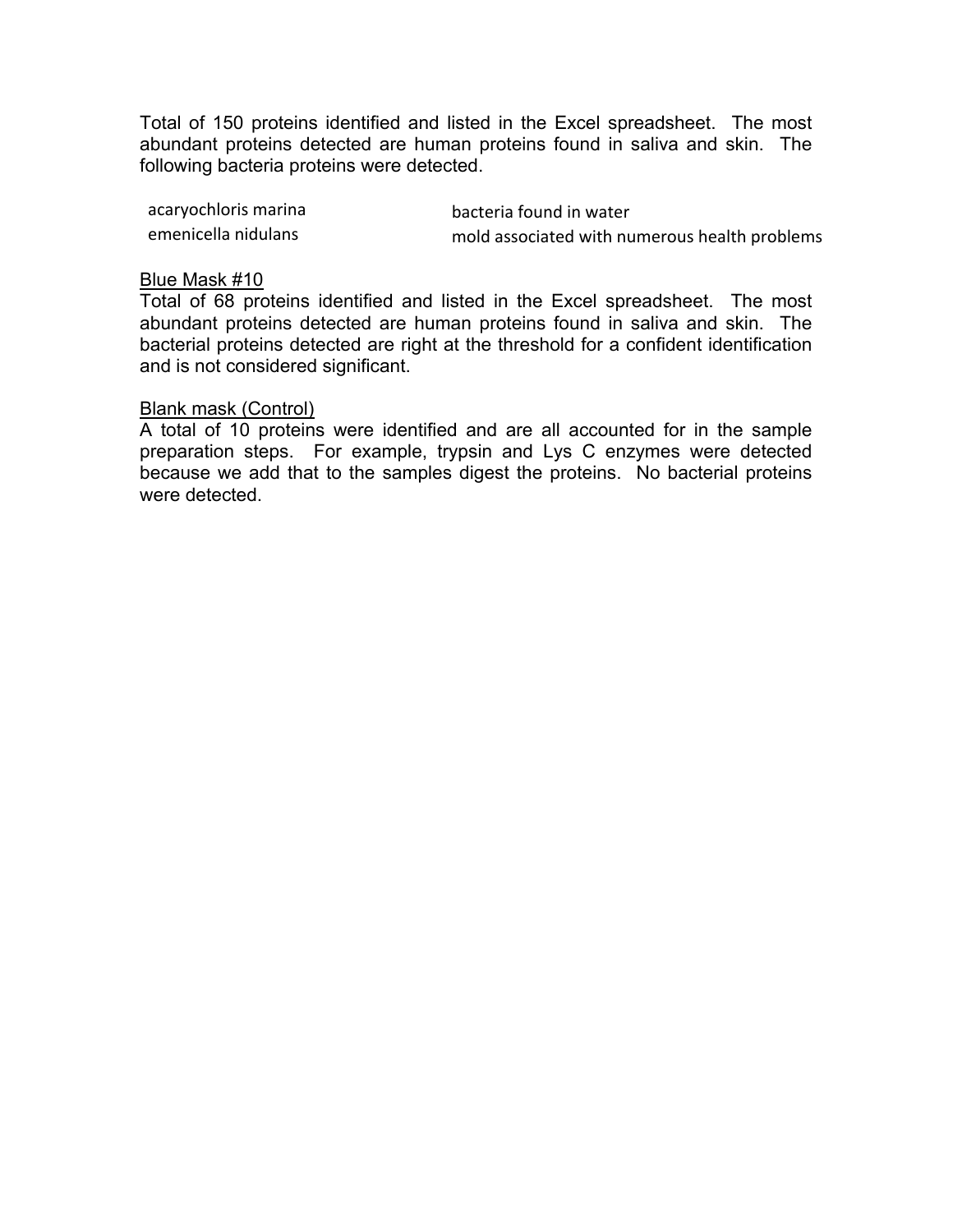Total of 150 proteins identified and listed in the Excel spreadsheet. The most abundant proteins detected are human proteins found in saliva and skin. The following bacteria proteins were detected.

| | |
|---|---|
| acaryochloris marina | bacteria found in water |
| emenicella nidulans | mold associated with numerous health problems |

<u>Blue Mask #10</u>

Total of 68 proteins identified and listed in the Excel spreadsheet. The most abundant proteins detected are human proteins found in saliva and skin. The bacterial proteins detected are right at the threshold for a confident identification and is not considered significant.

<u>Blank mask (Control)</u>

A total of 10 proteins were identified and are all accounted for in the sample preparation steps. For example, trypsin and Lys C enzymes were detected because we add that to the samples digest the proteins. No bacterial proteins were detected.